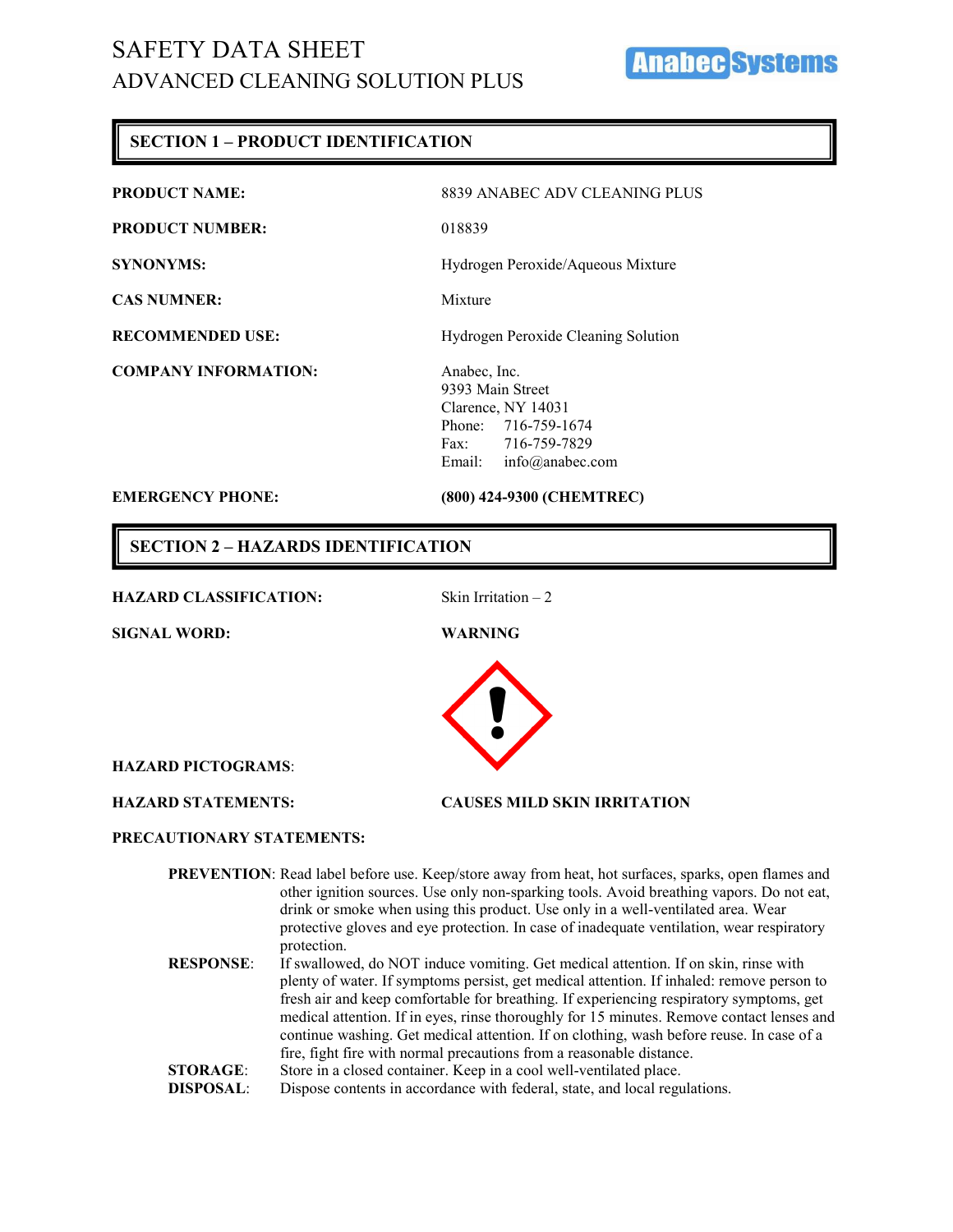# SAFETY DATA SHEET

## ADVANCED CLEANING SOLUTION PLUS

AnabecSystems

## SECTION 1 – PRODUCT IDENTIFICATION

**PRODUCT NAME:** 8839 ANABEC ADV CLEANING PLUS

**PRODUCT NUMBER:** 018839

**SYNONYMS:** Hydrogen Peroxide/Aqueous Mixture

**CAS NUMNER:** Mixture

**RECOMMENDED USE:** Hydrogen Peroxide Cleaning Solution

**COMPANY INFORMATION:**
Anabec, Inc.
9393 Main Street
Clarence, NY 14031
Phone: 716-759-1674
Fax: 716-759-7829
Email: info@anabec.com

**EMERGENCY PHONE:** **(800) 424-9300 (CHEMTREC)**

## SECTION 2 – HAZARDS IDENTIFICATION

**HAZARD CLASSIFICATION:** Skin Irritation – 2

**SIGNAL WORD:** **WARNING**

**HAZARD PICTOGRAMS**:

**HAZARD STATEMENTS:** **CAUSES MILD SKIN IRRITATION**

**PRECAUTIONARY STATEMENTS:**

**PREVENTION**: Read label before use. Keep/store away from heat, hot surfaces, sparks, open flames and other ignition sources. Use only non-sparking tools. Avoid breathing vapors. Do not eat, drink or smoke when using this product. Use only in a well-ventilated area. Wear protective gloves and eye protection. In case of inadequate ventilation, wear respiratory protection.

**RESPONSE**: If swallowed, do NOT induce vomiting. Get medical attention. If on skin, rinse with plenty of water. If symptoms persist, get medical attention. If inhaled: remove person to fresh air and keep comfortable for breathing. If experiencing respiratory symptoms, get medical attention. If in eyes, rinse thoroughly for 15 minutes. Remove contact lenses and continue washing. Get medical attention. If on clothing, wash before reuse. In case of a fire, fight fire with normal precautions from a reasonable distance.

**STORAGE**: Store in a closed container. Keep in a cool well-ventilated place.

**DISPOSAL**: Dispose contents in accordance with federal, state, and local regulations.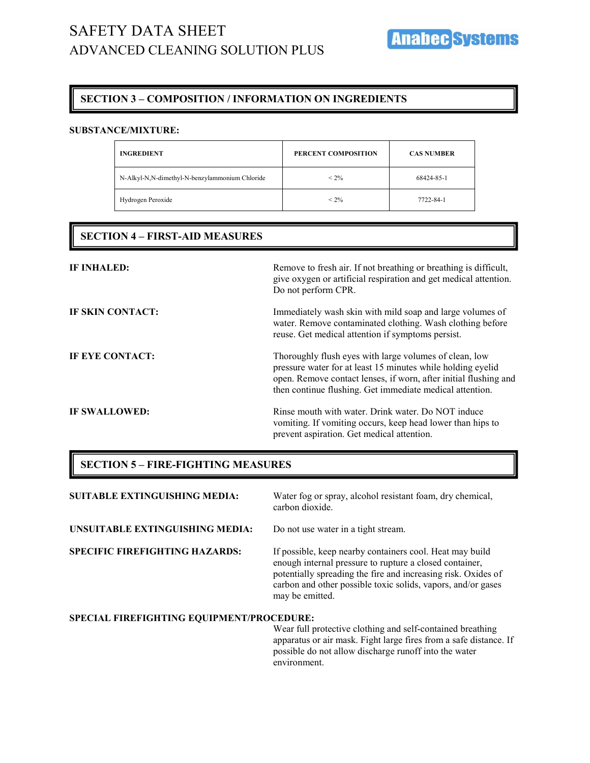## SECTION 3 – COMPOSITION / INFORMATION ON INGREDIENTS

**SUBSTANCE/MIXTURE:**

| INGREDIENT | PERCENT COMPOSITION | CAS NUMBER |
| --- | --- | --- |
| N-Alkyl-N,N-dimethyl-N-benzylammonium Chloride | < 2% | 68424-85-1 |
| Hydrogen Peroxide | < 2% | 7722-84-1 |

## SECTION 4 – FIRST-AID MEASURES

**IF INHALED:** Remove to fresh air. If not breathing or breathing is difficult, give oxygen or artificial respiration and get medical attention. Do not perform CPR.

**IF SKIN CONTACT:** Immediately wash skin with mild soap and large volumes of water. Remove contaminated clothing. Wash clothing before reuse. Get medical attention if symptoms persist.

**IF EYE CONTACT:** Thoroughly flush eyes with large volumes of clean, low pressure water for at least 15 minutes while holding eyelid open. Remove contact lenses, if worn, after initial flushing and then continue flushing. Get immediate medical attention.

**IF SWALLOWED:** Rinse mouth with water. Drink water. Do NOT induce vomiting. If vomiting occurs, keep head lower than hips to prevent aspiration. Get medical attention.

## SECTION 5 – FIRE-FIGHTING MEASURES

**SUITABLE EXTINGUISHING MEDIA:** Water fog or spray, alcohol resistant foam, dry chemical, carbon dioxide.

**UNSUITABLE EXTINGUISHING MEDIA:** Do not use water in a tight stream.

**SPECIFIC FIREFIGHTING HAZARDS:** If possible, keep nearby containers cool. Heat may build enough internal pressure to rupture a closed container, potentially spreading the fire and increasing risk. Oxides of carbon and other possible toxic solids, vapors, and/or gases may be emitted.

**SPECIAL FIREFIGHTING EQUIPMENT/PROCEDURE:**
Wear full protective clothing and self-contained breathing apparatus or air mask. Fight large fires from a safe distance. If possible do not allow discharge runoff into the water environment.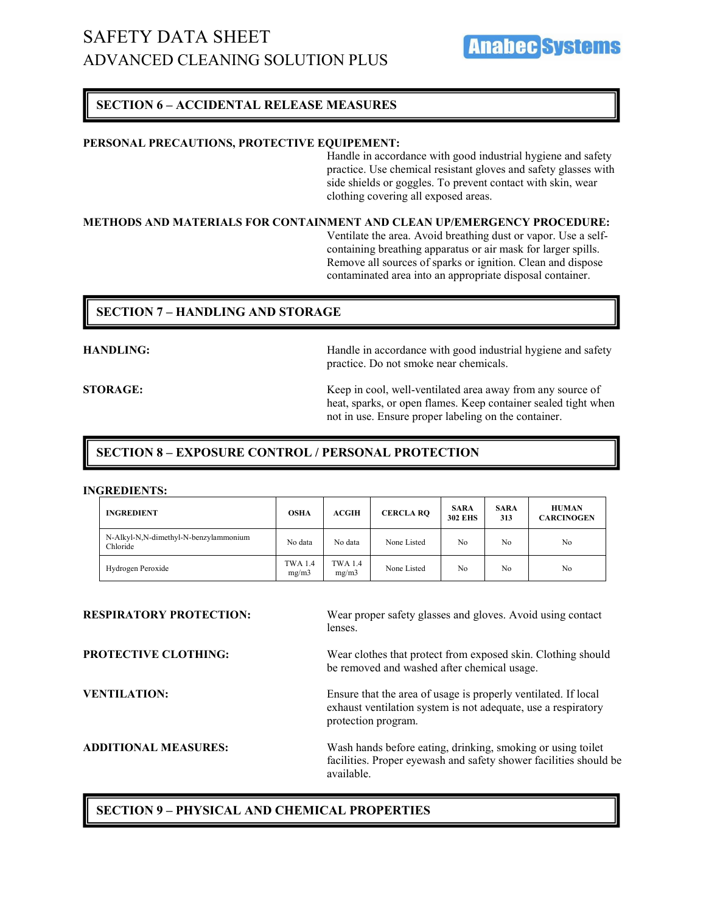## SECTION 6 – ACCIDENTAL RELEASE MEASURES

**PERSONAL PRECAUTIONS, PROTECTIVE EQUIPEMENT:**

Handle in accordance with good industrial hygiene and safety practice. Use chemical resistant gloves and safety glasses with side shields or goggles. To prevent contact with skin, wear clothing covering all exposed areas.

**METHODS AND MATERIALS FOR CONTAINMENT AND CLEAN UP/EMERGENCY PROCEDURE:**

Ventilate the area. Avoid breathing dust or vapor. Use a self-containing breathing apparatus or air mask for larger spills. Remove all sources of sparks or ignition. Clean and dispose contaminated area into an appropriate disposal container.

## SECTION 7 – HANDLING AND STORAGE

**HANDLING:** Handle in accordance with good industrial hygiene and safety practice. Do not smoke near chemicals.

**STORAGE:** Keep in cool, well-ventilated area away from any source of heat, sparks, or open flames. Keep container sealed tight when not in use. Ensure proper labeling on the container.

## SECTION 8 – EXPOSURE CONTROL / PERSONAL PROTECTION

**INGREDIENTS:**

| INGREDIENT | OSHA | ACGIH | CERCLA RQ | SARA 302 EHS | SARA 313 | HUMAN CARCINOGEN |
|---|---|---|---|---|---|---|
| N-Alkyl-N,N-dimethyl-N-benzylammonium Chloride | No data | No data | None Listed | No | No | No |
| Hydrogen Peroxide | TWA 1.4 mg/m3 | TWA 1.4 mg/m3 | None Listed | No | No | No |

**RESPIRATORY PROTECTION:** Wear proper safety glasses and gloves. Avoid using contact lenses.

**PROTECTIVE CLOTHING:** Wear clothes that protect from exposed skin. Clothing should be removed and washed after chemical usage.

**VENTILATION:** Ensure that the area of usage is properly ventilated. If local exhaust ventilation system is not adequate, use a respiratory protection program.

**ADDITIONAL MEASURES:** Wash hands before eating, drinking, smoking or using toilet facilities. Proper eyewash and safety shower facilities should be available.

## SECTION 9 – PHYSICAL AND CHEMICAL PROPERTIES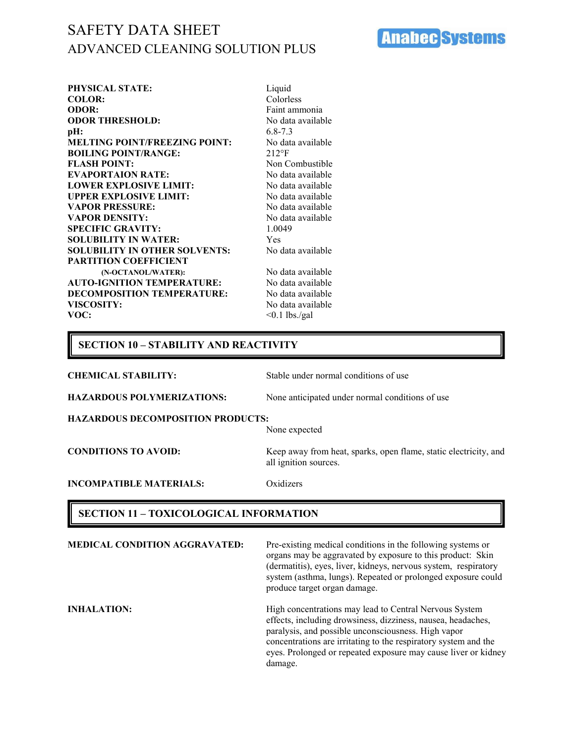# SAFETY DATA SHEET
## ADVANCED CLEANING SOLUTION PLUS

Anabec Systems

| | |
|---|---|
| **PHYSICAL STATE:** | Liquid |
| **COLOR:** | Colorless |
| **ODOR:** | Faint ammonia |
| **ODOR THRESHOLD:** | No data available |
| **pH:** | 6.8-7.3 |
| **MELTING POINT/FREEZING POINT:** | No data available |
| **BOILING POINT/RANGE:** | 212°F |
| **FLASH POINT:** | Non Combustible |
| **EVAPORTAION RATE:** | No data available |
| **LOWER EXPLOSIVE LIMIT:** | No data available |
| **UPPER EXPLOSIVE LIMIT:** | No data available |
| **VAPOR PRESSURE:** | No data available |
| **VAPOR DENSITY:** | No data available |
| **SPECIFIC GRAVITY:** | 1.0049 |
| **SOLUBILITY IN WATER:** | Yes |
| **SOLUBILITY IN OTHER SOLVENTS:** | No data available |
| **PARTITION COEFFICIENT (N-OCTANOL/WATER):** | No data available |
| **AUTO-IGNITION TEMPERATURE:** | No data available |
| **DECOMPOSITION TEMPERATURE:** | No data available |
| **VISCOSITY:** | No data available |
| **VOC:** | <0.1 lbs./gal |

## SECTION 10 – STABILITY AND REACTIVITY

**CHEMICAL STABILITY:** Stable under normal conditions of use

**HAZARDOUS POLYMERIZATIONS:** None anticipated under normal conditions of use

**HAZARDOUS DECOMPOSITION PRODUCTS:** None expected

**CONDITIONS TO AVOID:** Keep away from heat, sparks, open flame, static electricity, and all ignition sources.

**INCOMPATIBLE MATERIALS:** Oxidizers

## SECTION 11 – TOXICOLOGICAL INFORMATION

**MEDICAL CONDITION AGGRAVATED:** Pre-existing medical conditions in the following systems or organs may be aggravated by exposure to this product: Skin (dermatitis), eyes, liver, kidneys, nervous system, respiratory system (asthma, lungs). Repeated or prolonged exposure could produce target organ damage.

**INHALATION:** High concentrations may lead to Central Nervous System effects, including drowsiness, dizziness, nausea, headaches, paralysis, and possible unconsciousness. High vapor concentrations are irritating to the respiratory system and the eyes. Prolonged or repeated exposure may cause liver or kidney damage.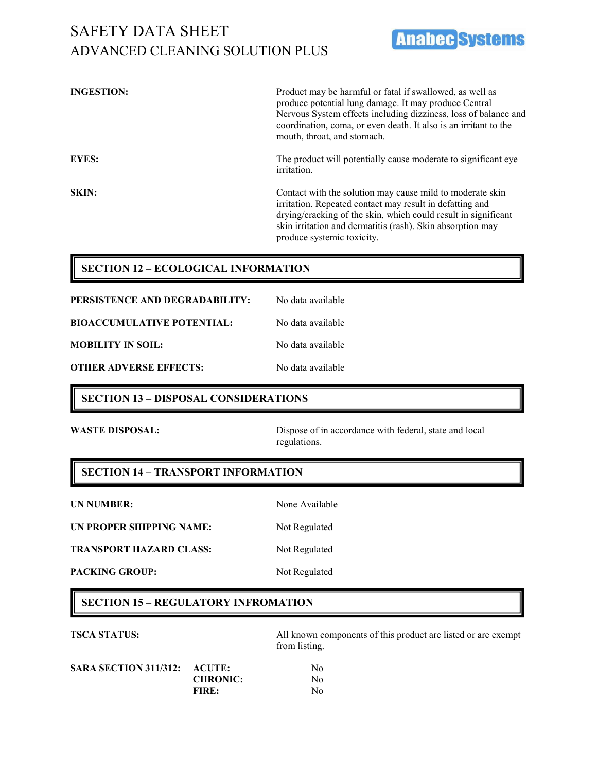**INGESTION:** Product may be harmful or fatal if swallowed, as well as produce potential lung damage. It may produce Central Nervous System effects including dizziness, loss of balance and coordination, coma, or even death. It also is an irritant to the mouth, throat, and stomach.

**EYES:** The product will potentially cause moderate to significant eye irritation.

**SKIN:** Contact with the solution may cause mild to moderate skin irritation. Repeated contact may result in defatting and drying/cracking of the skin, which could result in significant skin irritation and dermatitis (rash). Skin absorption may produce systemic toxicity.

## SECTION 12 – ECOLOGICAL INFORMATION

**PERSISTENCE AND DEGRADABILITY:** No data available

**BIOACCUMULATIVE POTENTIAL:** No data available

**MOBILITY IN SOIL:** No data available

**OTHER ADVERSE EFFECTS:** No data available

## SECTION 13 – DISPOSAL CONSIDERATIONS

**WASTE DISPOSAL:** Dispose of in accordance with federal, state and local regulations.

## SECTION 14 – TRANSPORT INFORMATION

**UN NUMBER:** None Available

**UN PROPER SHIPPING NAME:** Not Regulated

**TRANSPORT HAZARD CLASS:** Not Regulated

**PACKING GROUP:** Not Regulated

## SECTION 15 – REGULATORY INFROMATION

**TSCA STATUS:** All known components of this product are listed or are exempt from listing.

| SARA SECTION 311/312: | | |
|---|---|---|
| | **ACUTE:** | No |
| | **CHRONIC:** | No |
| | **FIRE:** | No |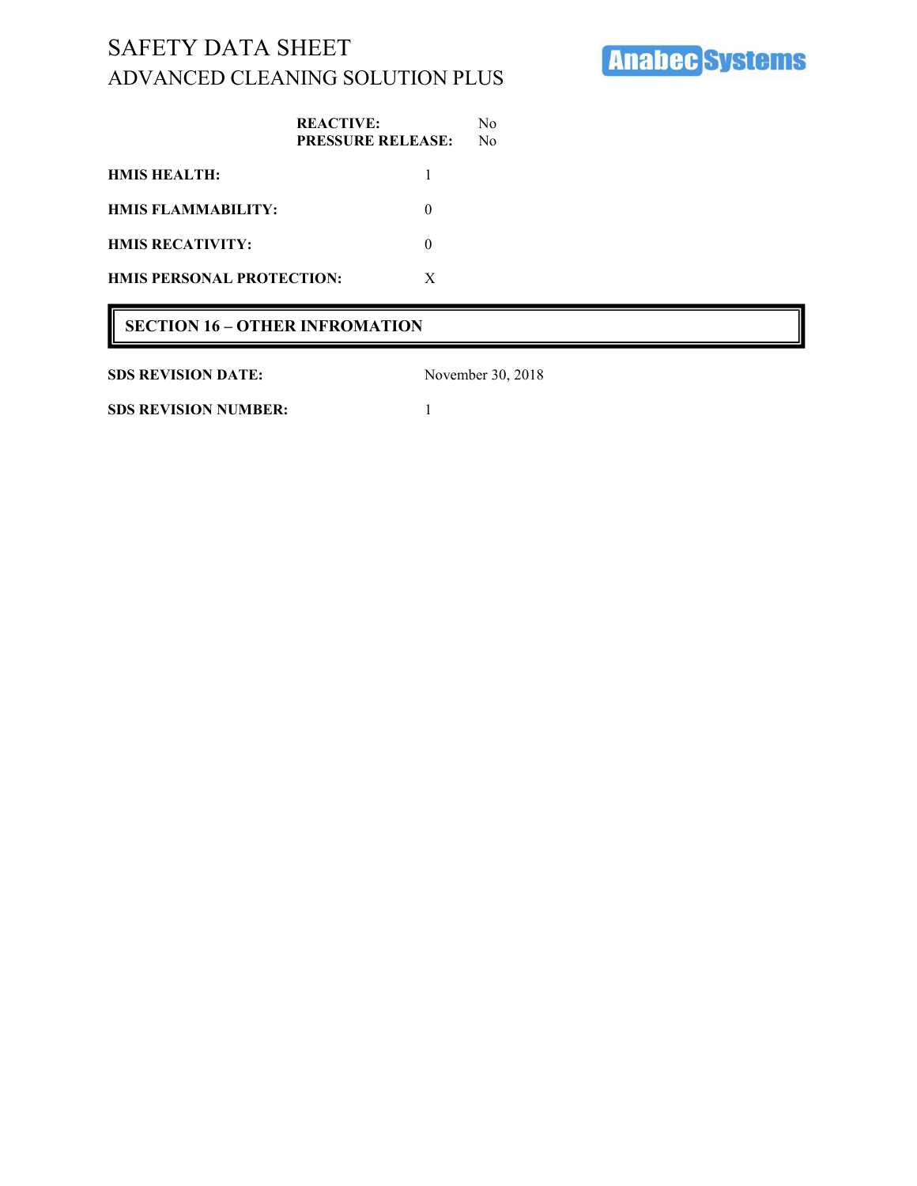| | |
|---|---|
| **REACTIVE:** | No |
| **PRESSURE RELEASE:** | No |

| | |
|---|---|
| **HMIS HEALTH:** | 1 |
| **HMIS FLAMMABILITY:** | 0 |
| **HMIS RECATIVITY:** | 0 |
| **HMIS PERSONAL PROTECTION:** | X |

## SECTION 16 – OTHER INFROMATION

| | |
|---|---|
| **SDS REVISION DATE:** | November 30, 2018 |
| **SDS REVISION NUMBER:** | 1 |